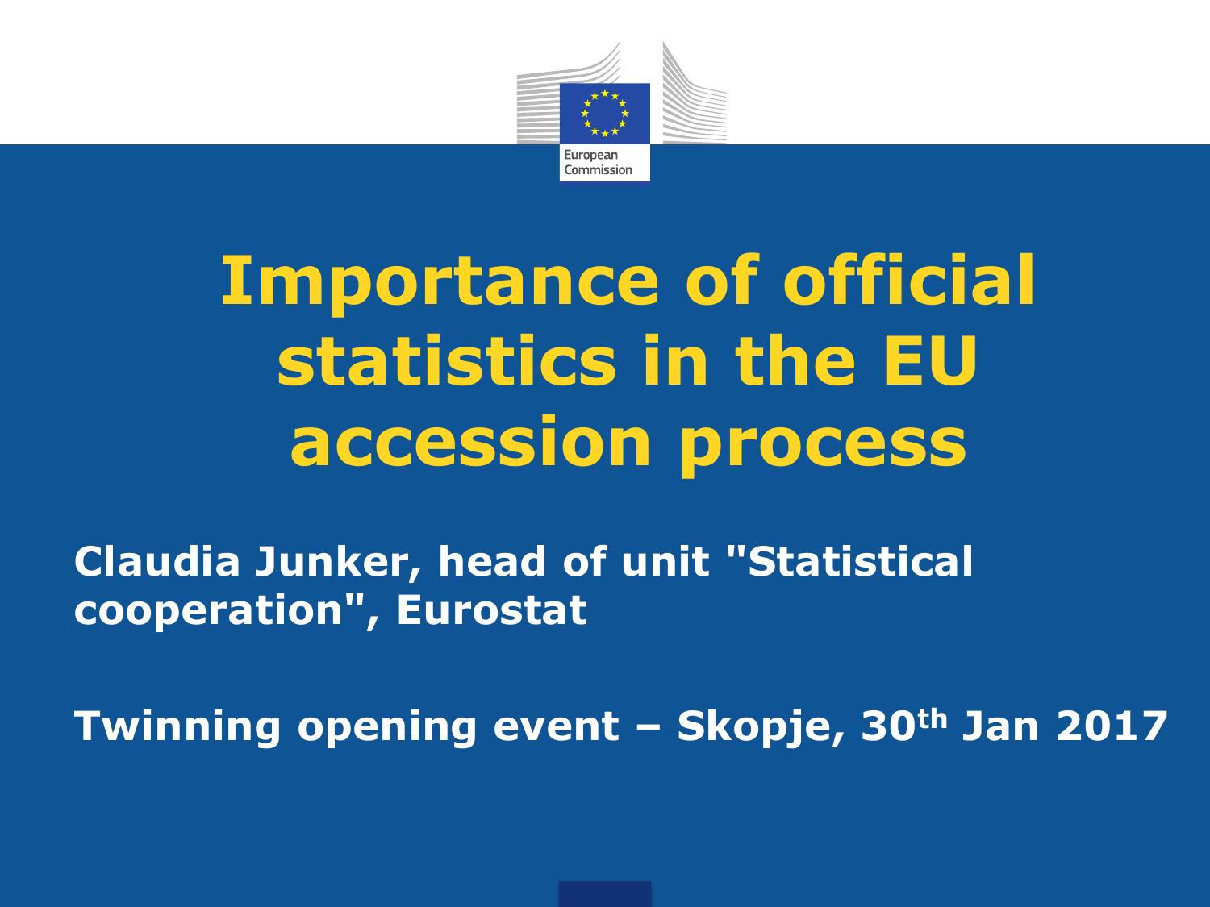# Importance of official statistics in the EU accession process

**Claudia Junker, head of unit "Statistical cooperation", Eurostat**

**Twinning opening event – Skopje, 30th Jan 2017**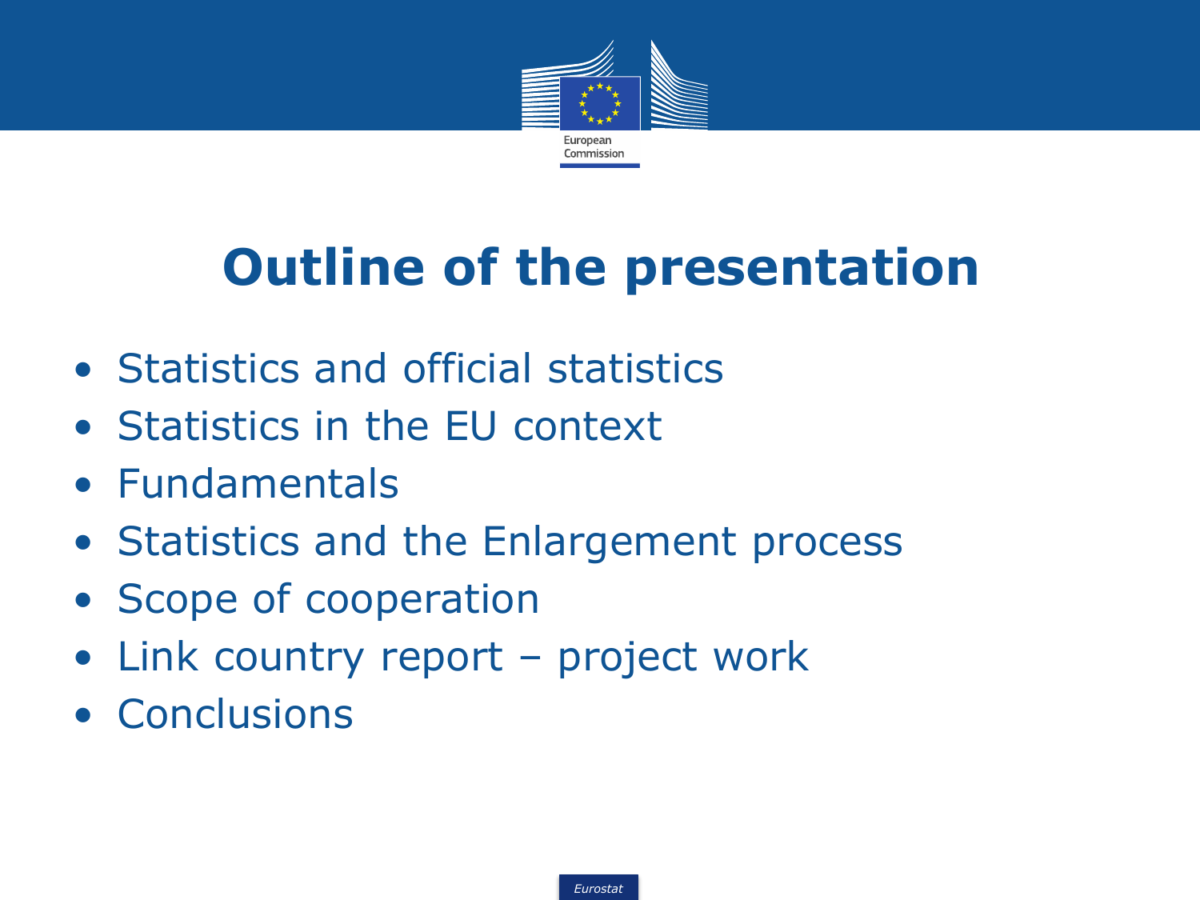# Outline of the presentation

- Statistics and official statistics
- Statistics in the EU context
- Fundamentals
- Statistics and the Enlargement process
- Scope of cooperation
- Link country report – project work
- Conclusions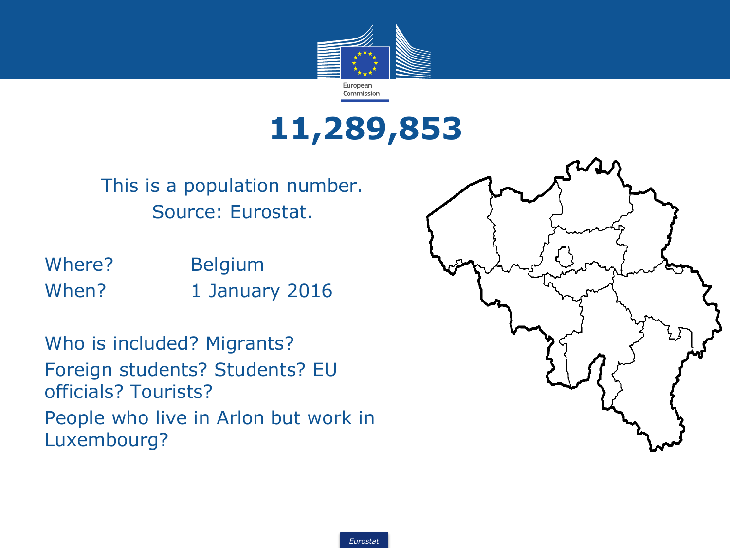# 11,289,853

This is a population number.
Source: Eurostat.

Where? Belgium
When? 1 January 2016

Who is included? Migrants?
Foreign students? Students? EU officials? Tourists?
People who live in Arlon but work in Luxembourg?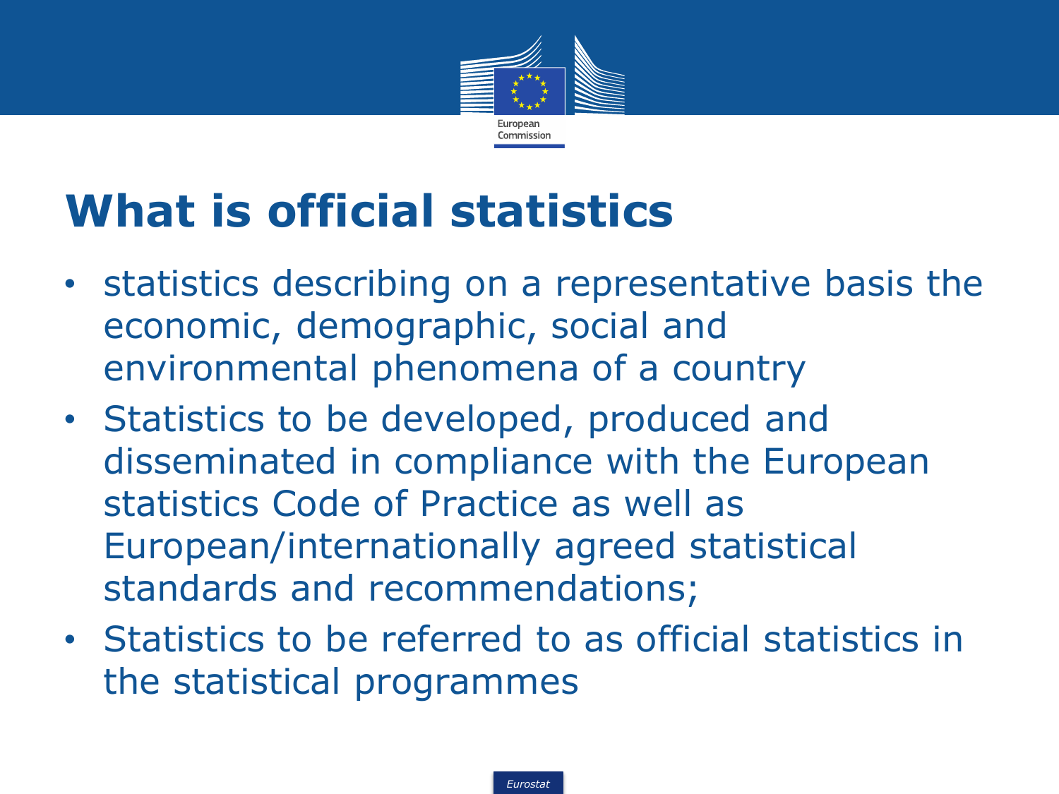# What is official statistics

- statistics describing on a representative basis the economic, demographic, social and environmental phenomena of a country
- Statistics to be developed, produced and disseminated in compliance with the European statistics Code of Practice as well as European/internationally agreed statistical standards and recommendations;
- Statistics to be referred to as official statistics in the statistical programmes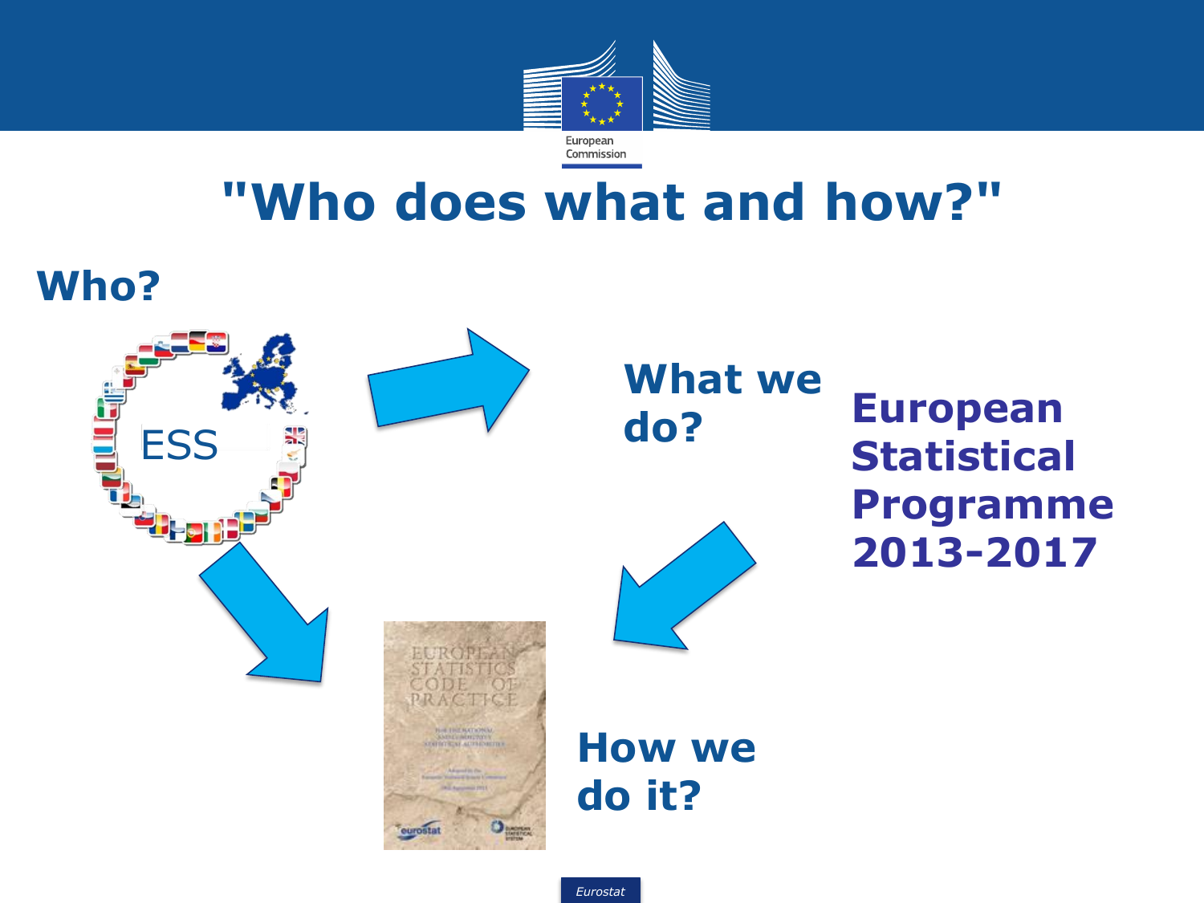# "Who does what and how?"

**Who?**

ESS

**What we do?**

**European Statistical Programme 2013-2017**

**How we do it?**

EUROPEAN STATISTICS CODE OF PRACTICE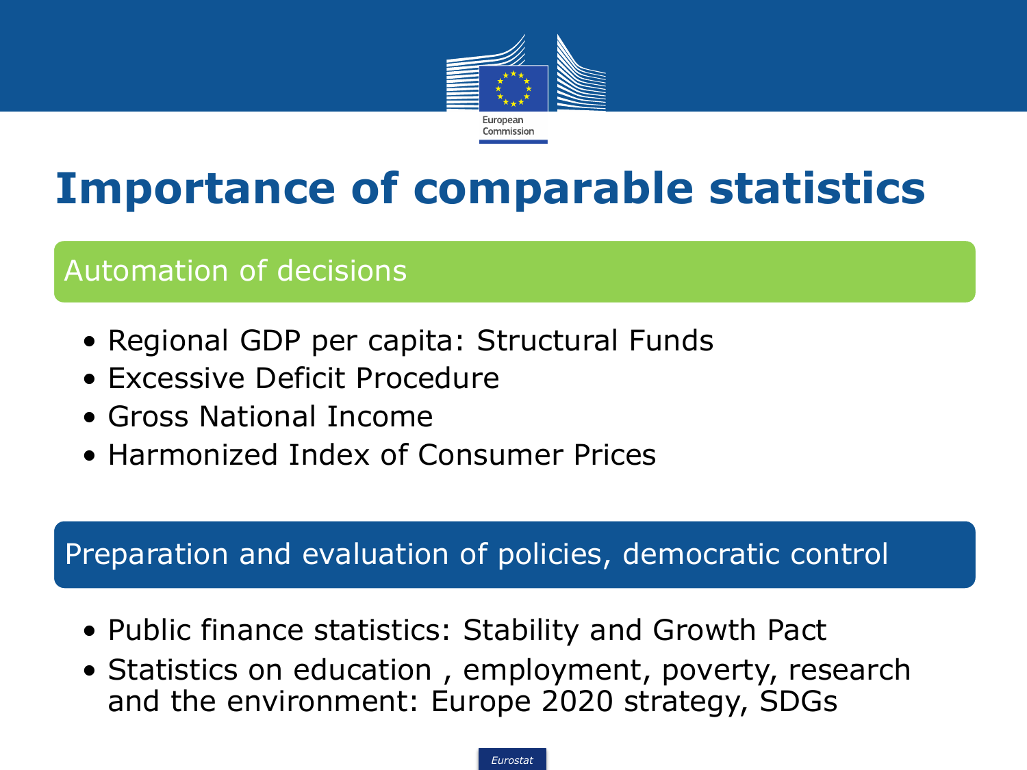# Importance of comparable statistics

## Automation of decisions

- Regional GDP per capita: Structural Funds
- Excessive Deficit Procedure
- Gross National Income
- Harmonized Index of Consumer Prices

## Preparation and evaluation of policies, democratic control

- Public finance statistics: Stability and Growth Pact
- Statistics on education , employment, poverty, research and the environment: Europe 2020 strategy, SDGs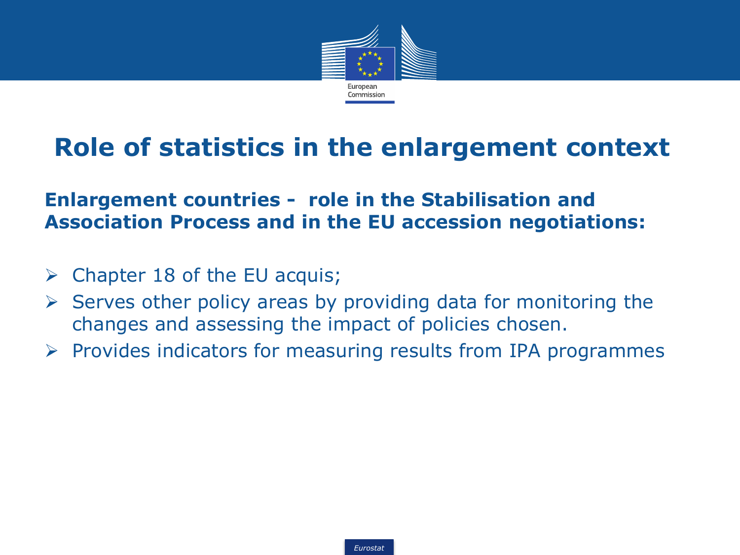# Role of statistics in the enlargement context

**Enlargement countries - role in the Stabilisation and Association Process and in the EU accession negotiations:**

- Chapter 18 of the EU acquis;
- Serves other policy areas by providing data for monitoring the changes and assessing the impact of policies chosen.
- Provides indicators for measuring results from IPA programmes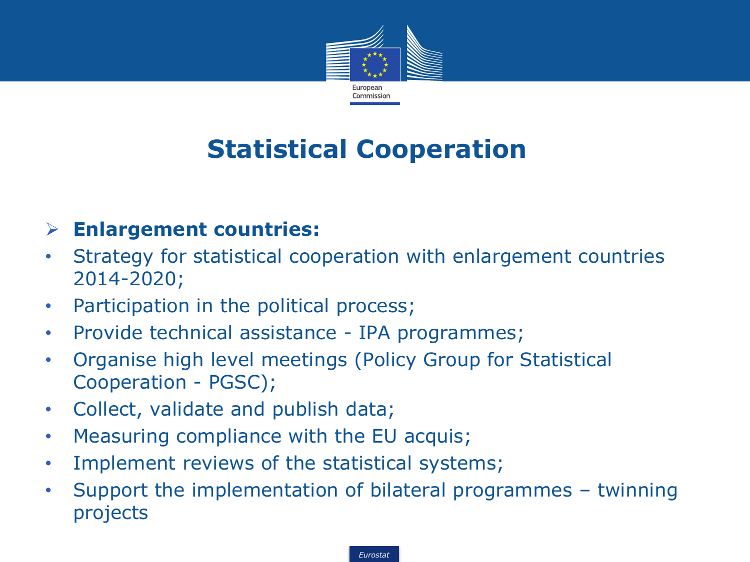# Statistical Cooperation

- **Enlargement countries:**
- Strategy for statistical cooperation with enlargement countries 2014-2020;
- Participation in the political process;
- Provide technical assistance - IPA programmes;
- Organise high level meetings (Policy Group for Statistical Cooperation - PGSC);
- Collect, validate and publish data;
- Measuring compliance with the EU acquis;
- Implement reviews of the statistical systems;
- Support the implementation of bilateral programmes – twinning projects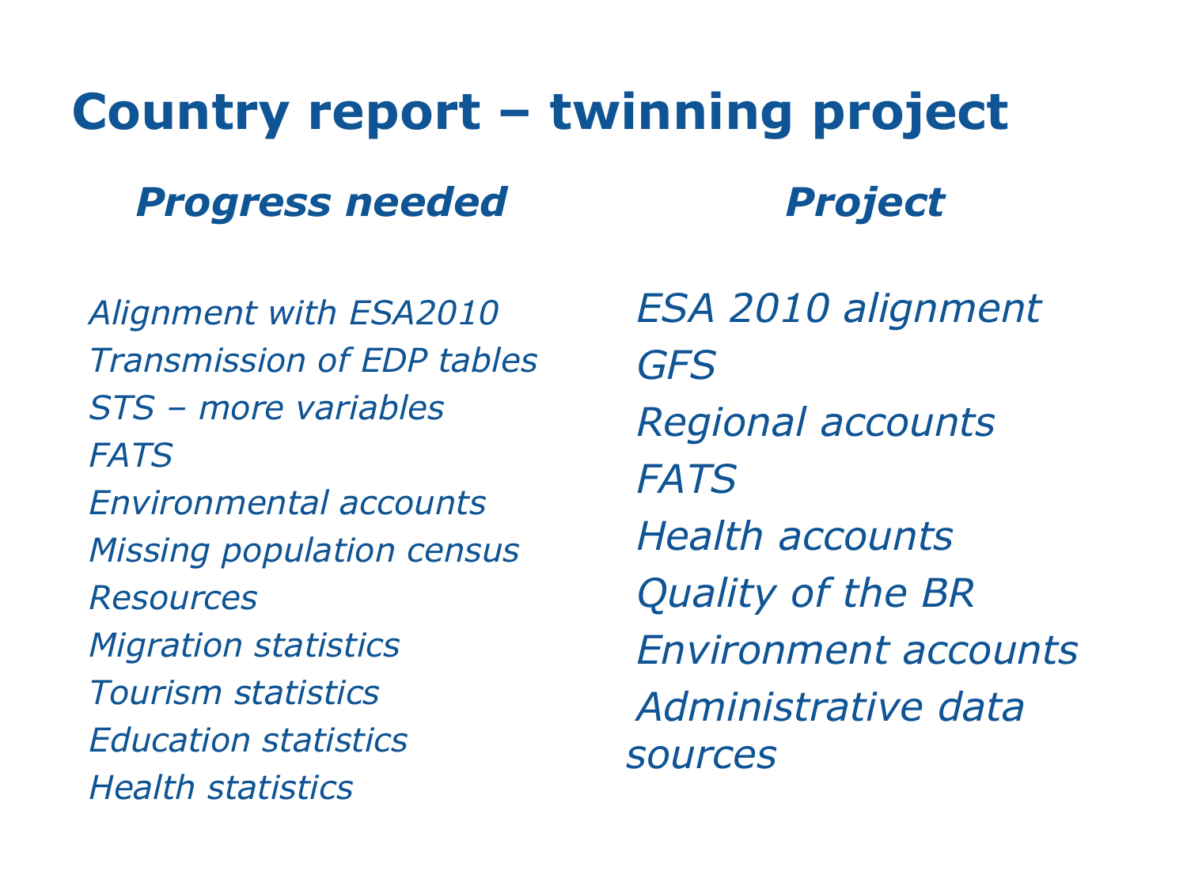# Country report – twinning project

| ***Progress needed*** | ***Project*** |
| --- | --- |
| *Alignment with ESA2010* | *ESA 2010 alignment* |
| *Transmission of EDP tables* | *GFS* |
| *STS – more variables* | *Regional accounts* |
| *FATS* | *FATS* |
| *Environmental accounts* | *Health accounts* |
| *Missing population census* | *Quality of the BR* |
| *Resources* | *Environment accounts* |
| *Migration statistics* | *Administrative data sources* |
| *Tourism statistics* | |
| *Education statistics* | |
| *Health statistics* | |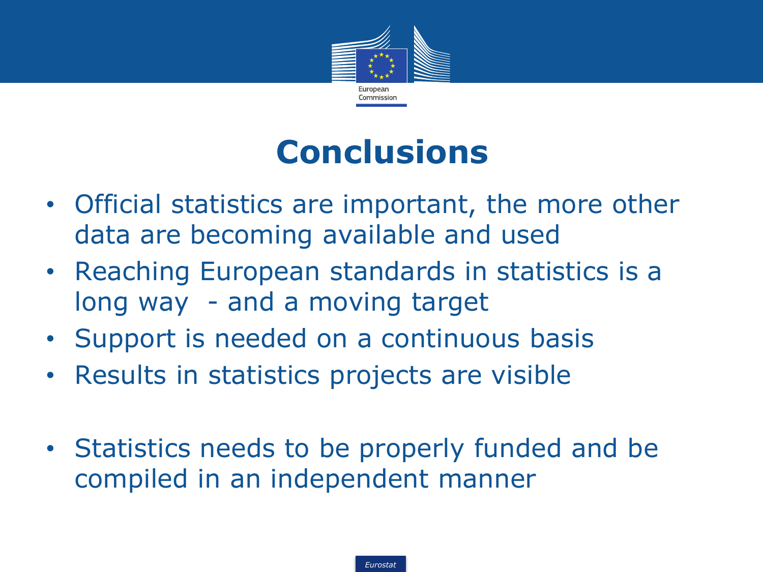# Conclusions

- Official statistics are important, the more other data are becoming available and used
- Reaching European standards in statistics is a long way - and a moving target
- Support is needed on a continuous basis
- Results in statistics projects are visible

- Statistics needs to be properly funded and be compiled in an independent manner